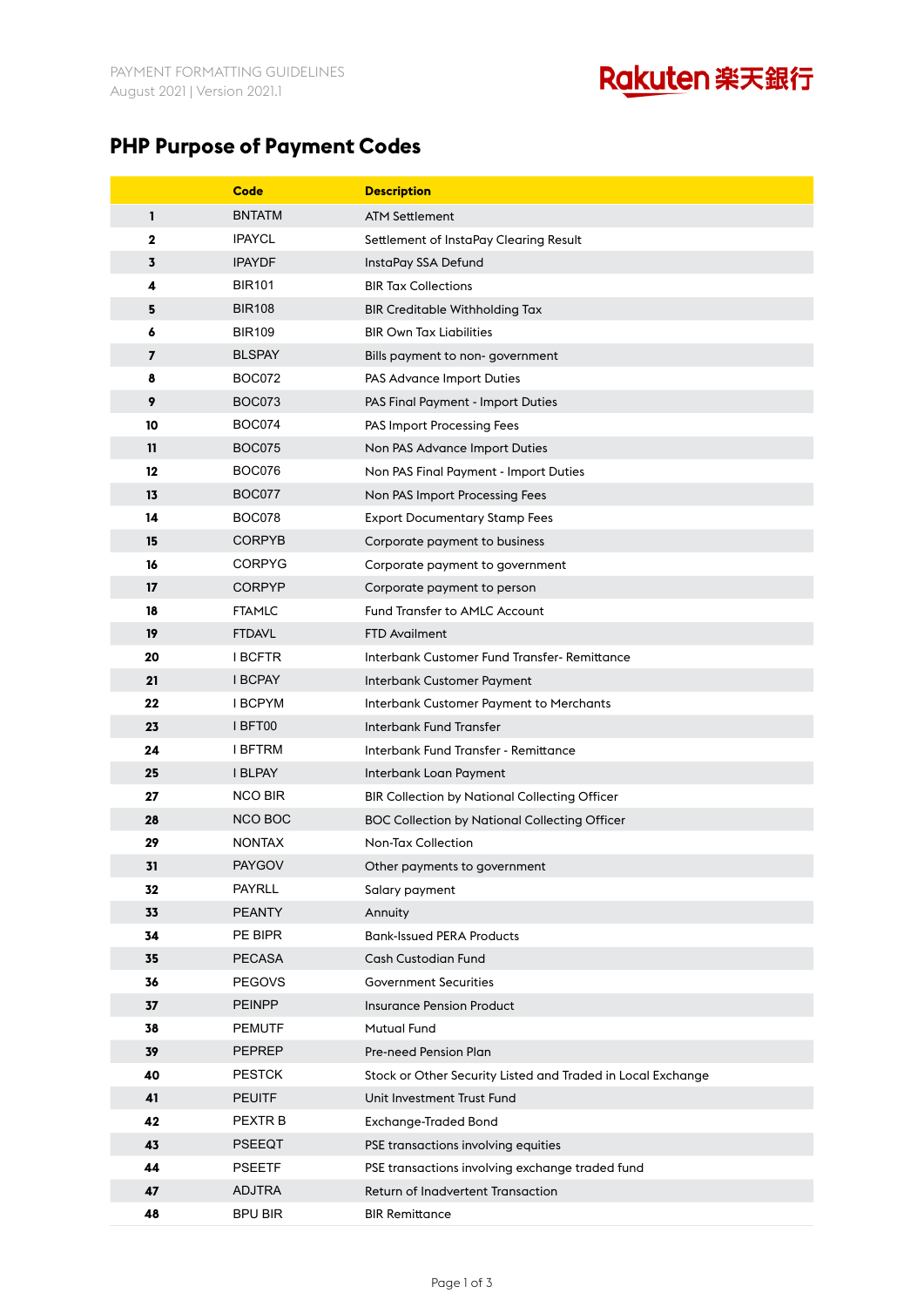# PHP Purpose of Payment Codes

| | Code | Description |
|---|---|---|
| **1** | BNTATM | ATM Settlement |
| **2** | IPAYCL | Settlement of InstaPay Clearing Result |
| **3** | IPAYDF | InstaPay SSA Defund |
| **4** | BIR101 | BIR Tax Collections |
| **5** | BIR108 | BIR Creditable Withholding Tax |
| **6** | BIR109 | BIR Own Tax Liabilities |
| **7** | BLSPAY | Bills payment to non- government |
| **8** | BOC072 | PAS Advance Import Duties |
| **9** | BOC073 | PAS Final Payment - Import Duties |
| **10** | BOC074 | PAS Import Processing Fees |
| **11** | BOC075 | Non PAS Advance Import Duties |
| **12** | BOC076 | Non PAS Final Payment - Import Duties |
| **13** | BOC077 | Non PAS Import Processing Fees |
| **14** | BOC078 | Export Documentary Stamp Fees |
| **15** | CORPYB | Corporate payment to business |
| **16** | CORPYG | Corporate payment to government |
| **17** | CORPYP | Corporate payment to person |
| **18** | FTAMLC | Fund Transfer to AMLC Account |
| **19** | FTDAVL | FTD Availment |
| **20** | I BCFTR | Interbank Customer Fund Transfer- Remittance |
| **21** | I BCPAY | Interbank Customer Payment |
| **22** | I BCPYM | Interbank Customer Payment to Merchants |
| **23** | I BFT00 | Interbank Fund Transfer |
| **24** | I BFTRM | Interbank Fund Transfer - Remittance |
| **25** | I BLPAY | Interbank Loan Payment |
| **27** | NCO BIR | BIR Collection by National Collecting Officer |
| **28** | NCO BOC | BOC Collection by National Collecting Officer |
| **29** | NONTAX | Non-Tax Collection |
| **31** | PAYGOV | Other payments to government |
| **32** | PAYRLL | Salary payment |
| **33** | PEANTY | Annuity |
| **34** | PE BIPR | Bank-Issued PERA Products |
| **35** | PECASA | Cash Custodian Fund |
| **36** | PEGOVS | Government Securities |
| **37** | PEINPP | Insurance Pension Product |
| **38** | PEMUTF | Mutual Fund |
| **39** | PEPREP | Pre-need Pension Plan |
| **40** | PESTCK | Stock or Other Security Listed and Traded in Local Exchange |
| **41** | PEUITF | Unit Investment Trust Fund |
| **42** | PEXTR B | Exchange-Traded Bond |
| **43** | PSEEQT | PSE transactions involving equities |
| **44** | PSEETF | PSE transactions involving exchange traded fund |
| **47** | ADJTRA | Return of Inadvertent Transaction |
| **48** | BPU BIR | BIR Remittance |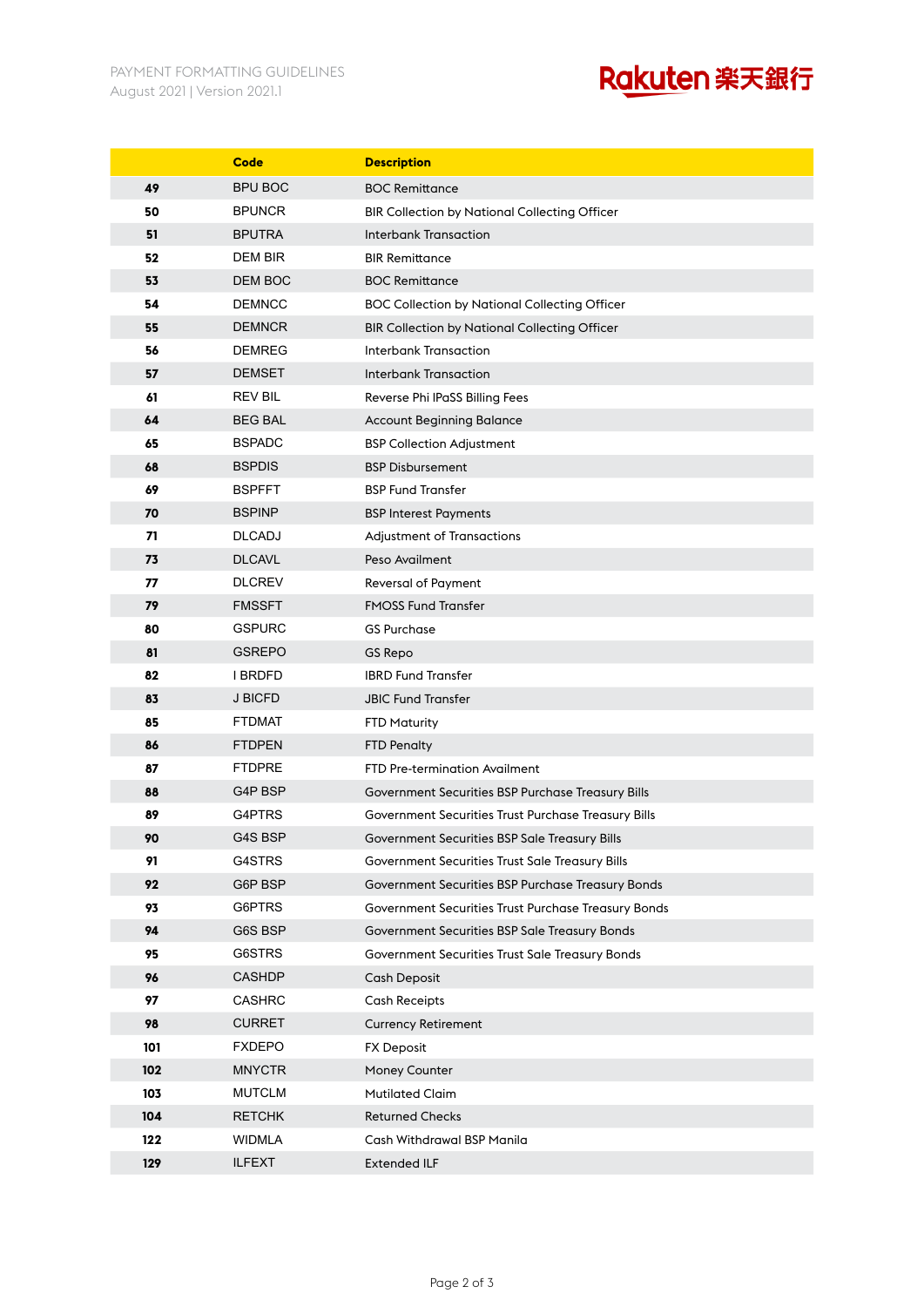| | Code | Description |
|---|---|---|
| **49** | BPU BOC | BOC Remittance |
| **50** | BPUNCR | BIR Collection by National Collecting Officer |
| **51** | BPUTRA | Interbank Transaction |
| **52** | DEM BIR | BIR Remittance |
| **53** | DEM BOC | BOC Remittance |
| **54** | DEMNCC | BOC Collection by National Collecting Officer |
| **55** | DEMNCR | BIR Collection by National Collecting Officer |
| **56** | DEMREG | Interbank Transaction |
| **57** | DEMSET | Interbank Transaction |
| **61** | REV BIL | Reverse Phi IPaSS Billing Fees |
| **64** | BEG BAL | Account Beginning Balance |
| **65** | BSPADC | BSP Collection Adjustment |
| **68** | BSPDIS | BSP Disbursement |
| **69** | BSPFFT | BSP Fund Transfer |
| **70** | BSPINP | BSP Interest Payments |
| **71** | DLCADJ | Adjustment of Transactions |
| **73** | DLCAVL | Peso Availment |
| **77** | DLCREV | Reversal of Payment |
| **79** | FMSSFT | FMOSS Fund Transfer |
| **80** | GSPURC | GS Purchase |
| **81** | GSREPO | GS Repo |
| **82** | I BRDFD | IBRD Fund Transfer |
| **83** | J BICFD | JBIC Fund Transfer |
| **85** | FTDMAT | FTD Maturity |
| **86** | FTDPEN | FTD Penalty |
| **87** | FTDPRE | FTD Pre-termination Availment |
| **88** | G4P BSP | Government Securities BSP Purchase Treasury Bills |
| **89** | G4PTRS | Government Securities Trust Purchase Treasury Bills |
| **90** | G4S BSP | Government Securities BSP Sale Treasury Bills |
| **91** | G4STRS | Government Securities Trust Sale Treasury Bills |
| **92** | G6P BSP | Government Securities BSP Purchase Treasury Bonds |
| **93** | G6PTRS | Government Securities Trust Purchase Treasury Bonds |
| **94** | G6S BSP | Government Securities BSP Sale Treasury Bonds |
| **95** | G6STRS | Government Securities Trust Sale Treasury Bonds |
| **96** | CASHDP | Cash Deposit |
| **97** | CASHRC | Cash Receipts |
| **98** | CURRET | Currency Retirement |
| **101** | FXDEPO | FX Deposit |
| **102** | MNYCTR | Money Counter |
| **103** | MUTCLM | Mutilated Claim |
| **104** | RETCHK | Returned Checks |
| **122** | WIDMLA | Cash Withdrawal BSP Manila |
| **129** | ILFEXT | Extended ILF |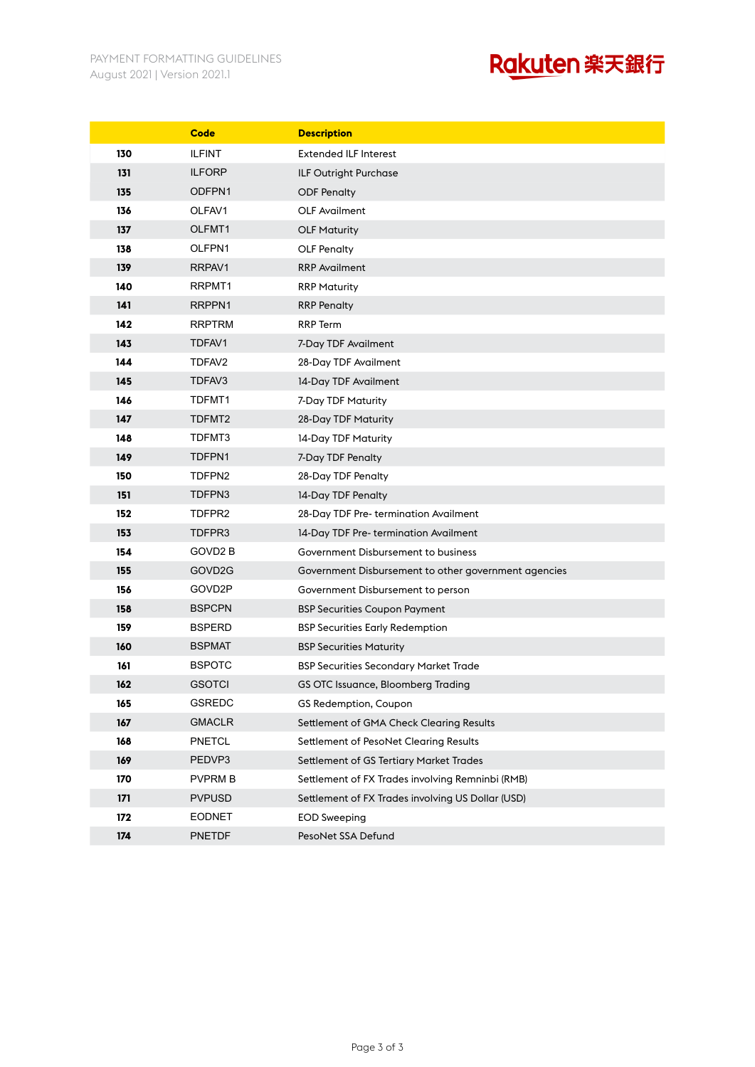| | Code | Description |
|---|---|---|
| 130 | ILFINT | Extended ILF Interest |
| 131 | ILFORP | ILF Outright Purchase |
| 135 | ODFPN1 | ODF Penalty |
| 136 | OLFAV1 | OLF Availment |
| 137 | OLFMT1 | OLF Maturity |
| 138 | OLFPN1 | OLF Penalty |
| 139 | RRPAV1 | RRP Availment |
| 140 | RRPMT1 | RRP Maturity |
| 141 | RRPPN1 | RRP Penalty |
| 142 | RRPTRM | RRP Term |
| 143 | TDFAV1 | 7-Day TDF Availment |
| 144 | TDFAV2 | 28-Day TDF Availment |
| 145 | TDFAV3 | 14-Day TDF Availment |
| 146 | TDFMT1 | 7-Day TDF Maturity |
| 147 | TDFMT2 | 28-Day TDF Maturity |
| 148 | TDFMT3 | 14-Day TDF Maturity |
| 149 | TDFPN1 | 7-Day TDF Penalty |
| 150 | TDFPN2 | 28-Day TDF Penalty |
| 151 | TDFPN3 | 14-Day TDF Penalty |
| 152 | TDFPR2 | 28-Day TDF Pre- termination Availment |
| 153 | TDFPR3 | 14-Day TDF Pre- termination Availment |
| 154 | GOVD2 B | Government Disbursement to business |
| 155 | GOVD2G | Government Disbursement to other government agencies |
| 156 | GOVD2P | Government Disbursement to person |
| 158 | BSPCPN | BSP Securities Coupon Payment |
| 159 | BSPERD | BSP Securities Early Redemption |
| 160 | BSPMAT | BSP Securities Maturity |
| 161 | BSPOTC | BSP Securities Secondary Market Trade |
| 162 | GSOTCI | GS OTC Issuance, Bloomberg Trading |
| 165 | GSREDC | GS Redemption, Coupon |
| 167 | GMACLR | Settlement of GMA Check Clearing Results |
| 168 | PNETCL | Settlement of PesoNet Clearing Results |
| 169 | PEDVP3 | Settlement of GS Tertiary Market Trades |
| 170 | PVPRM B | Settlement of FX Trades involving Remninbi (RMB) |
| 171 | PVPUSD | Settlement of FX Trades involving US Dollar (USD) |
| 172 | EODNET | EOD Sweeping |
| 174 | PNETDF | PesoNet SSA Defund |